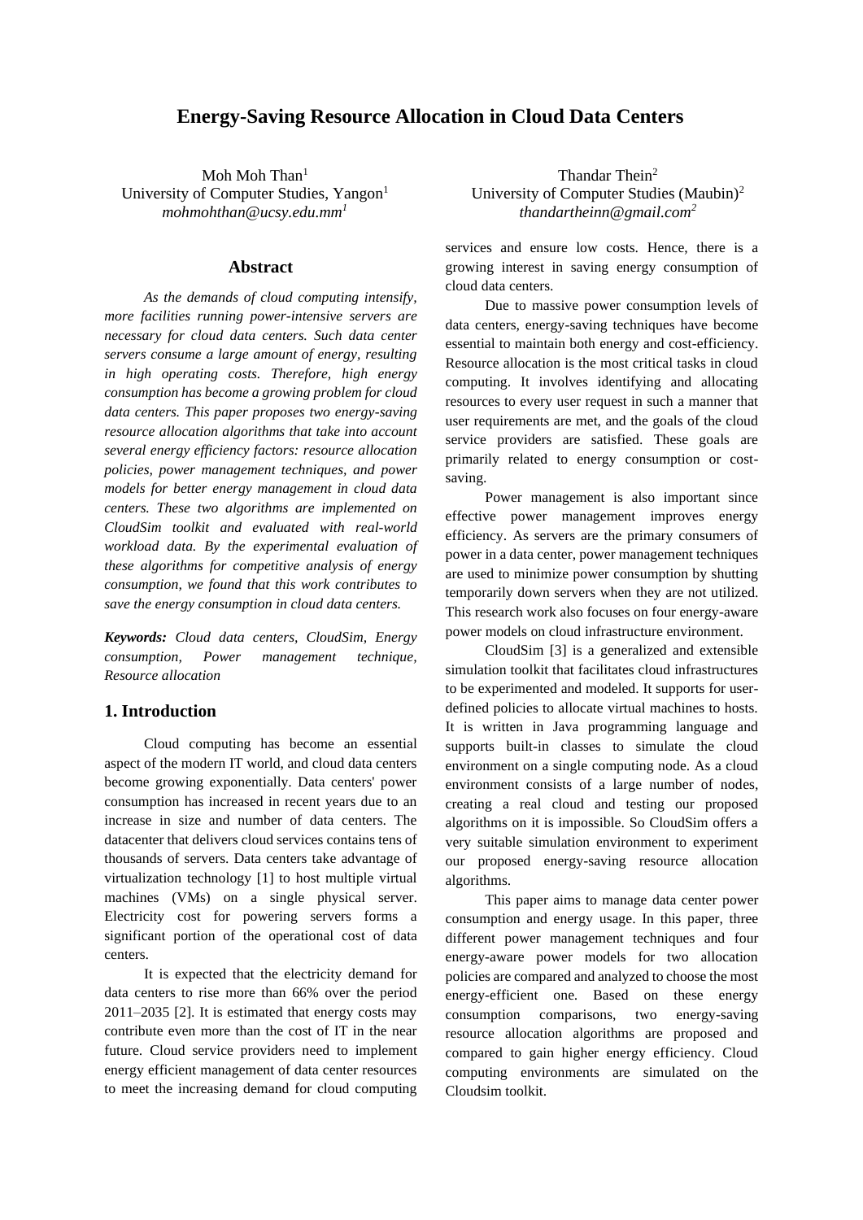# Energy-Saving Resource Allocation in Cloud Data Centers

Moh Moh Than[1]
University of Computer Studies, Yangon[1]
*mohmohthan@ucsy.edu.mm[1]*

Thandar Thein[2]
University of Computer Studies (Maubin)[2]
*thandartheinn@gmail.com[2]*

## Abstract

*As the demands of cloud computing intensify, more facilities running power-intensive servers are necessary for cloud data centers. Such data center servers consume a large amount of energy, resulting in high operating costs. Therefore, high energy consumption has become a growing problem for cloud data centers. This paper proposes two energy-saving resource allocation algorithms that take into account several energy efficiency factors: resource allocation policies, power management techniques, and power models for better energy management in cloud data centers. These two algorithms are implemented on CloudSim toolkit and evaluated with real-world workload data. By the experimental evaluation of these algorithms for competitive analysis of energy consumption, we found that this work contributes to save the energy consumption in cloud data centers.*

***Keywords:*** *Cloud data centers, CloudSim, Energy consumption, Power management technique, Resource allocation*

## 1. Introduction

Cloud computing has become an essential aspect of the modern IT world, and cloud data centers become growing exponentially. Data centers' power consumption has increased in recent years due to an increase in size and number of data centers. The datacenter that delivers cloud services contains tens of thousands of servers. Data centers take advantage of virtualization technology [1] to host multiple virtual machines (VMs) on a single physical server. Electricity cost for powering servers forms a significant portion of the operational cost of data centers.

It is expected that the electricity demand for data centers to rise more than 66% over the period 2011–2035 [2]. It is estimated that energy costs may contribute even more than the cost of IT in the near future. Cloud service providers need to implement energy efficient management of data center resources to meet the increasing demand for cloud computing services and ensure low costs. Hence, there is a growing interest in saving energy consumption of cloud data centers.

Due to massive power consumption levels of data centers, energy-saving techniques have become essential to maintain both energy and cost-efficiency. Resource allocation is the most critical tasks in cloud computing. It involves identifying and allocating resources to every user request in such a manner that user requirements are met, and the goals of the cloud service providers are satisfied. These goals are primarily related to energy consumption or cost-saving.

Power management is also important since effective power management improves energy efficiency. As servers are the primary consumers of power in a data center, power management techniques are used to minimize power consumption by shutting temporarily down servers when they are not utilized. This research work also focuses on four energy-aware power models on cloud infrastructure environment.

CloudSim [3] is a generalized and extensible simulation toolkit that facilitates cloud infrastructures to be experimented and modeled. It supports for user-defined policies to allocate virtual machines to hosts. It is written in Java programming language and supports built-in classes to simulate the cloud environment on a single computing node. As a cloud environment consists of a large number of nodes, creating a real cloud and testing our proposed algorithms on it is impossible. So CloudSim offers a very suitable simulation environment to experiment our proposed energy-saving resource allocation algorithms.

This paper aims to manage data center power consumption and energy usage. In this paper, three different power management techniques and four energy-aware power models for two allocation policies are compared and analyzed to choose the most energy-efficient one. Based on these energy consumption comparisons, two energy-saving resource allocation algorithms are proposed and compared to gain higher energy efficiency. Cloud computing environments are simulated on the Cloudsim toolkit.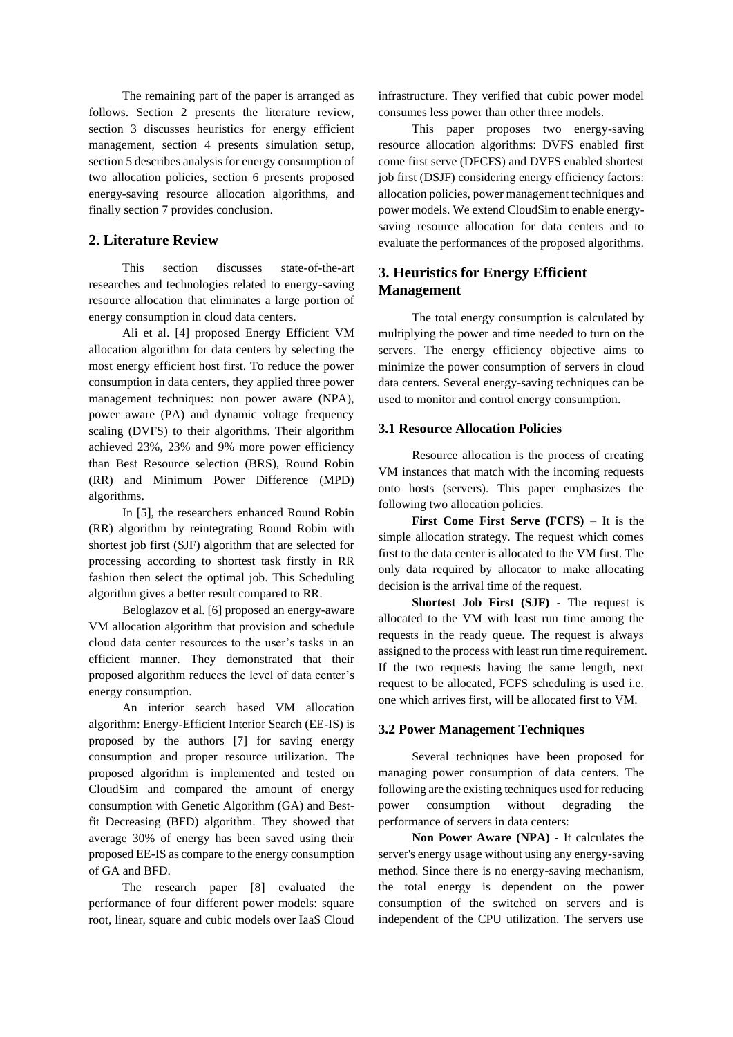The remaining part of the paper is arranged as follows. Section 2 presents the literature review, section 3 discusses heuristics for energy efficient management, section 4 presents simulation setup, section 5 describes analysis for energy consumption of two allocation policies, section 6 presents proposed energy-saving resource allocation algorithms, and finally section 7 provides conclusion.

## 2. Literature Review

This section discusses state-of-the-art researches and technologies related to energy-saving resource allocation that eliminates a large portion of energy consumption in cloud data centers.

Ali et al. [4] proposed Energy Efficient VM allocation algorithm for data centers by selecting the most energy efficient host first. To reduce the power consumption in data centers, they applied three power management techniques: non power aware (NPA), power aware (PA) and dynamic voltage frequency scaling (DVFS) to their algorithms. Their algorithm achieved 23%, 23% and 9% more power efficiency than Best Resource selection (BRS), Round Robin (RR) and Minimum Power Difference (MPD) algorithms.

In [5], the researchers enhanced Round Robin (RR) algorithm by reintegrating Round Robin with shortest job first (SJF) algorithm that are selected for processing according to shortest task firstly in RR fashion then select the optimal job. This Scheduling algorithm gives a better result compared to RR.

Beloglazov et al. [6] proposed an energy-aware VM allocation algorithm that provision and schedule cloud data center resources to the user's tasks in an efficient manner. They demonstrated that their proposed algorithm reduces the level of data center's energy consumption.

An interior search based VM allocation algorithm: Energy-Efficient Interior Search (EE-IS) is proposed by the authors [7] for saving energy consumption and proper resource utilization. The proposed algorithm is implemented and tested on CloudSim and compared the amount of energy consumption with Genetic Algorithm (GA) and Best-fit Decreasing (BFD) algorithm. They showed that average 30% of energy has been saved using their proposed EE-IS as compare to the energy consumption of GA and BFD.

The research paper [8] evaluated the performance of four different power models: square root, linear, square and cubic models over IaaS Cloud infrastructure. They verified that cubic power model consumes less power than other three models.

This paper proposes two energy-saving resource allocation algorithms: DVFS enabled first come first serve (DFCFS) and DVFS enabled shortest job first (DSJF) considering energy efficiency factors: allocation policies, power management techniques and power models. We extend CloudSim to enable energy-saving resource allocation for data centers and to evaluate the performances of the proposed algorithms.

## 3. Heuristics for Energy Efficient Management

The total energy consumption is calculated by multiplying the power and time needed to turn on the servers. The energy efficiency objective aims to minimize the power consumption of servers in cloud data centers. Several energy-saving techniques can be used to monitor and control energy consumption.

### 3.1 Resource Allocation Policies

Resource allocation is the process of creating VM instances that match with the incoming requests onto hosts (servers). This paper emphasizes the following two allocation policies.

**First Come First Serve (FCFS)** – It is the simple allocation strategy. The request which comes first to the data center is allocated to the VM first. The only data required by allocator to make allocating decision is the arrival time of the request.

**Shortest Job First (SJF)** - The request is allocated to the VM with least run time among the requests in the ready queue. The request is always assigned to the process with least run time requirement. If the two requests having the same length, next request to be allocated, FCFS scheduling is used i.e. one which arrives first, will be allocated first to VM.

### 3.2 Power Management Techniques

Several techniques have been proposed for managing power consumption of data centers. The following are the existing techniques used for reducing power consumption without degrading the performance of servers in data centers:

**Non Power Aware (NPA) -** It calculates the server's energy usage without using any energy-saving method. Since there is no energy-saving mechanism, the total energy is dependent on the power consumption of the switched on servers and is independent of the CPU utilization. The servers use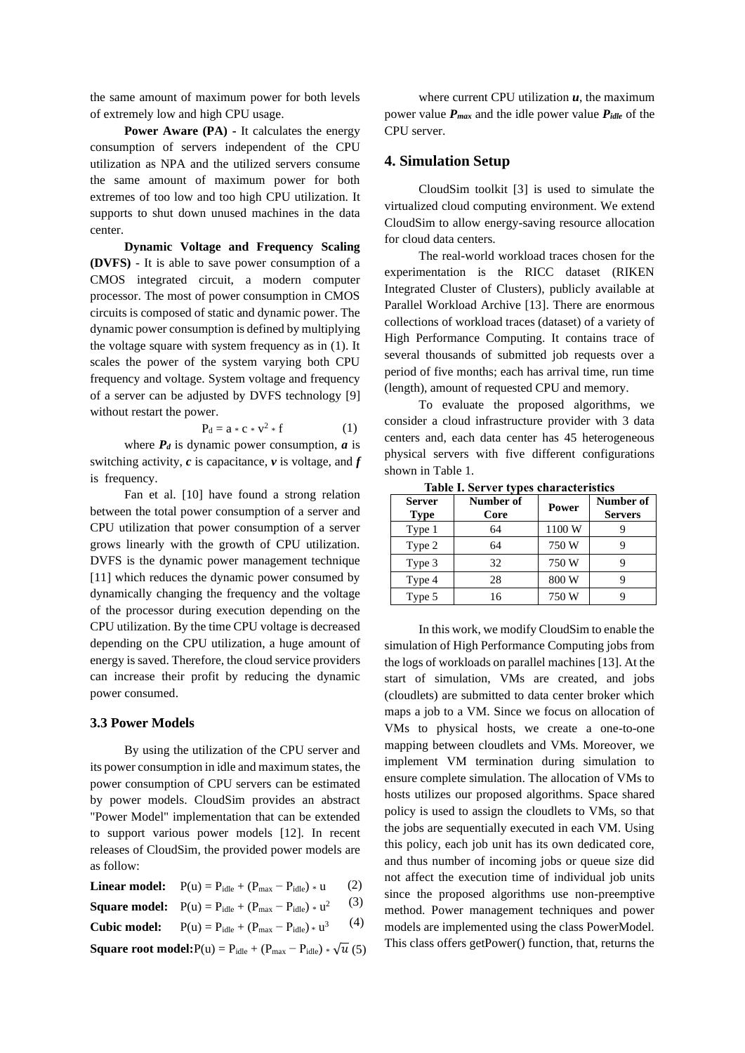the same amount of maximum power for both levels of extremely low and high CPU usage.

**Power Aware (PA)** - It calculates the energy consumption of servers independent of the CPU utilization as NPA and the utilized servers consume the same amount of maximum power for both extremes of too low and too high CPU utilization. It supports to shut down unused machines in the data center.

**Dynamic Voltage and Frequency Scaling (DVFS)** - It is able to save power consumption of a CMOS integrated circuit, a modern computer processor. The most of power consumption in CMOS circuits is composed of static and dynamic power. The dynamic power consumption is defined by multiplying the voltage square with system frequency as in (1). It scales the power of the system varying both CPU frequency and voltage. System voltage and frequency of a server can be adjusted by DVFS technology [9] without restart the power.

$$P_d = a * c * v^2 * f \quad (1)$$

where $P_d$ is dynamic power consumption, $a$ is switching activity, $c$ is capacitance, $v$ is voltage, and $f$ is frequency.

Fan et al. [10] have found a strong relation between the total power consumption of a server and CPU utilization that power consumption of a server grows linearly with the growth of CPU utilization. DVFS is the dynamic power management technique [11] which reduces the dynamic power consumed by dynamically changing the frequency and the voltage of the processor during execution depending on the CPU utilization. By the time CPU voltage is decreased depending on the CPU utilization, a huge amount of energy is saved. Therefore, the cloud service providers can increase their profit by reducing the dynamic power consumed.

### 3.3 Power Models

By using the utilization of the CPU server and its power consumption in idle and maximum states, the power consumption of CPU servers can be estimated by power models. CloudSim provides an abstract "Power Model" implementation that can be extended to support various power models [12]. In recent releases of CloudSim, the provided power models are as follow:

**Linear model:** $P(u) = P_{idle} + (P_{max} - P_{idle}) * u \quad (2)$

**Square model:** $P(u) = P_{idle} + (P_{max} - P_{idle}) * u^2 \quad (3)$

**Cubic model:** $P(u) = P_{idle} + (P_{max} - P_{idle}) * u^3 \quad (4)$

**Square root model:** $P(u) = P_{idle} + (P_{max} - P_{idle}) * \sqrt{u} \quad (5)$

where current CPU utilization $u$, the maximum power value $P_{max}$ and the idle power value $P_{idle}$ of the CPU server.

## 4. Simulation Setup

CloudSim toolkit [3] is used to simulate the virtualized cloud computing environment. We extend CloudSim to allow energy-saving resource allocation for cloud data centers.

The real-world workload traces chosen for the experimentation is the RICC dataset (RIKEN Integrated Cluster of Clusters), publicly available at Parallel Workload Archive [13]. There are enormous collections of workload traces (dataset) of a variety of High Performance Computing. It contains trace of several thousands of submitted job requests over a period of five months; each has arrival time, run time (length), amount of requested CPU and memory.

To evaluate the proposed algorithms, we consider a cloud infrastructure provider with 3 data centers and, each data center has 45 heterogeneous physical servers with five different configurations shown in Table 1.

**Table I. Server types characteristics**

| Server Type | Number of Core | Power | Number of Servers |
|---|---|---|---|
| Type 1 | 64 | 1100 W | 9 |
| Type 2 | 64 | 750 W | 9 |
| Type 3 | 32 | 750 W | 9 |
| Type 4 | 28 | 800 W | 9 |
| Type 5 | 16 | 750 W | 9 |

In this work, we modify CloudSim to enable the simulation of High Performance Computing jobs from the logs of workloads on parallel machines [13]. At the start of simulation, VMs are created, and jobs (cloudlets) are submitted to data center broker which maps a job to a VM. Since we focus on allocation of VMs to physical hosts, we create a one-to-one mapping between cloudlets and VMs. Moreover, we implement VM termination during simulation to ensure complete simulation. The allocation of VMs to hosts utilizes our proposed algorithms. Space shared policy is used to assign the cloudlets to VMs, so that the jobs are sequentially executed in each VM. Using this policy, each job unit has its own dedicated core, and thus number of incoming jobs or queue size did not affect the execution time of individual job units since the proposed algorithms use non-preemptive method. Power management techniques and power models are implemented using the class PowerModel. This class offers getPower() function, that, returns the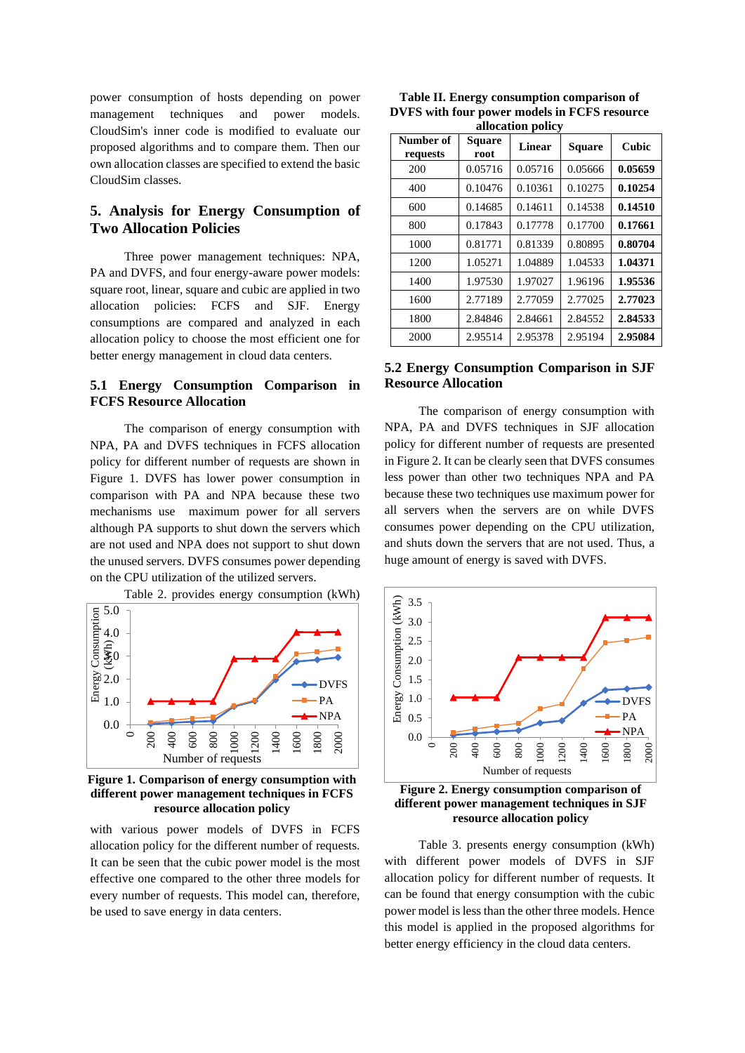power consumption of hosts depending on power management techniques and power models. CloudSim's inner code is modified to evaluate our proposed algorithms and to compare them. Then our own allocation classes are specified to extend the basic CloudSim classes.

## 5. Analysis for Energy Consumption of Two Allocation Policies

Three power management techniques: NPA, PA and DVFS, and four energy-aware power models: square root, linear, square and cubic are applied in two allocation policies: FCFS and SJF. Energy consumptions are compared and analyzed in each allocation policy to choose the most efficient one for better energy management in cloud data centers.

### 5.1 Energy Consumption Comparison in FCFS Resource Allocation

The comparison of energy consumption with NPA, PA and DVFS techniques in FCFS allocation policy for different number of requests are shown in Figure 1. DVFS has lower power consumption in comparison with PA and NPA because these two mechanisms use maximum power for all servers although PA supports to shut down the servers which are not used and NPA does not support to shut down the unused servers. DVFS consumes power depending on the CPU utilization of the utilized servers.

Table 2. provides energy consumption (kWh) with various power models of DVFS in FCFS allocation policy for the different number of requests. It can be seen that the cubic power model is the most effective one compared to the other three models for every number of requests. This model can, therefore, be used to save energy in data centers.

**Figure 1. Comparison of energy consumption with different power management techniques in FCFS resource allocation policy**

**Table II. Energy consumption comparison of DVFS with four power models in FCFS resource allocation policy**

| Number of requests | Square root | Linear | Square | Cubic |
|---|---|---|---|---|
| 200 | 0.05716 | 0.05716 | 0.05666 | **0.05659** |
| 400 | 0.10476 | 0.10361 | 0.10275 | **0.10254** |
| 600 | 0.14685 | 0.14611 | 0.14538 | **0.14510** |
| 800 | 0.17843 | 0.17778 | 0.17700 | **0.17661** |
| 1000 | 0.81771 | 0.81339 | 0.80895 | **0.80704** |
| 1200 | 1.05271 | 1.04889 | 1.04533 | **1.04371** |
| 1400 | 1.97530 | 1.97027 | 1.96196 | **1.95536** |
| 1600 | 2.77189 | 2.77059 | 2.77025 | **2.77023** |
| 1800 | 2.84846 | 2.84661 | 2.84552 | **2.84533** |
| 2000 | 2.95514 | 2.95378 | 2.95194 | **2.95084** |

### 5.2 Energy Consumption Comparison in SJF Resource Allocation

The comparison of energy consumption with NPA, PA and DVFS techniques in SJF allocation policy for different number of requests are presented in Figure 2. It can be clearly seen that DVFS consumes less power than other two techniques NPA and PA because these two techniques use maximum power for all servers when the servers are on while DVFS consumes power depending on the CPU utilization, and shuts down the servers that are not used. Thus, a huge amount of energy is saved with DVFS.

**Figure 2. Energy consumption comparison of different power management techniques in SJF resource allocation policy**

Table 3. presents energy consumption (kWh) with different power models of DVFS in SJF allocation policy for different number of requests. It can be found that energy consumption with the cubic power model is less than the other three models. Hence this model is applied in the proposed algorithms for better energy efficiency in the cloud data centers.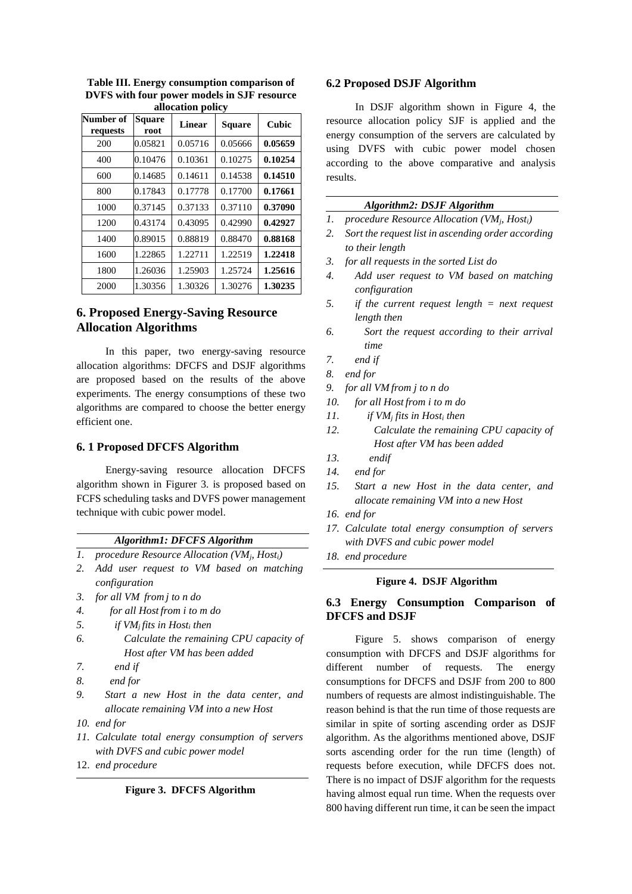**Table III. Energy consumption comparison of DVFS with four power models in SJF resource allocation policy**

| Number of requests | Square root | Linear | Square | Cubic |
|---|---|---|---|---|
| 200 | 0.05821 | 0.05716 | 0.05666 | **0.05659** |
| 400 | 0.10476 | 0.10361 | 0.10275 | **0.10254** |
| 600 | 0.14685 | 0.14611 | 0.14538 | **0.14510** |
| 800 | 0.17843 | 0.17778 | 0.17700 | **0.17661** |
| 1000 | 0.37145 | 0.37133 | 0.37110 | **0.37090** |
| 1200 | 0.43174 | 0.43095 | 0.42990 | **0.42927** |
| 1400 | 0.89015 | 0.88819 | 0.88470 | **0.88168** |
| 1600 | 1.22865 | 1.22711 | 1.22519 | **1.22418** |
| 1800 | 1.26036 | 1.25903 | 1.25724 | **1.25616** |
| 2000 | 1.30356 | 1.30326 | 1.30276 | **1.30235** |

## 6. Proposed Energy-Saving Resource Allocation Algorithms

In this paper, two energy-saving resource allocation algorithms: DFCFS and DSJF algorithms are proposed based on the results of the above experiments. The energy consumptions of these two algorithms are compared to choose the better energy efficient one.

### 6. 1 Proposed DFCFS Algorithm

Energy-saving resource allocation DFCFS algorithm shown in Figurer 3. is proposed based on FCFS scheduling tasks and DVFS power management technique with cubic power model.

***Algorithm1: DFCFS Algorithm***

1. *procedure Resource Allocation ($VM_j$, $Host_i$)*
2. *Add user request to VM based on matching configuration*
3. *for all VM from j to n do*
4. *for all Host from i to m do*
5. *if $VM_j$ fits in $Host_i$ then*
6. *Calculate the remaining CPU capacity of Host after VM has been added*
7. *end if*
8. *end for*
9. *Start a new Host in the data center, and allocate remaining VM into a new Host*
10. *end for*
11. *Calculate total energy consumption of servers with DVFS and cubic power model*
12. *end procedure*

**Figure 3. DFCFS Algorithm**

### 6.2 Proposed DSJF Algorithm

In DSJF algorithm shown in Figure 4, the resource allocation policy SJF is applied and the energy consumption of the servers are calculated by using DVFS with cubic power model chosen according to the above comparative and analysis results.

***Algorithm2: DSJF Algorithm***

1. *procedure Resource Allocation ($VM_j$, $Host_i$)*
2. *Sort the request list in ascending order according to their length*
3. *for all requests in the sorted List do*
4. *Add user request to VM based on matching configuration*
5. *if the current request length = next request length then*
6. *Sort the request according to their arrival time*
7. *end if*
8. *end for*
9. *for all VM from j to n do*
10. *for all Host from i to m do*
11. *if $VM_j$ fits in $Host_i$ then*
12. *Calculate the remaining CPU capacity of Host after VM has been added*
13. *endif*
14. *end for*
15. *Start a new Host in the data center, and allocate remaining VM into a new Host*
16. *end for*
17. *Calculate total energy consumption of servers with DVFS and cubic power model*
18. *end procedure*

**Figure 4. DSJF Algorithm**

### 6.3 Energy Consumption Comparison of DFCFS and DSJF

Figure 5. shows comparison of energy consumption with DFCFS and DSJF algorithms for different number of requests. The energy consumptions for DFCFS and DSJF from 200 to 800 numbers of requests are almost indistinguishable. The reason behind is that the run time of those requests are similar in spite of sorting ascending order as DSJF algorithm. As the algorithms mentioned above, DSJF sorts ascending order for the run time (length) of requests before execution, while DFCFS does not. There is no impact of DSJF algorithm for the requests having almost equal run time. When the requests over 800 having different run time, it can be seen the impact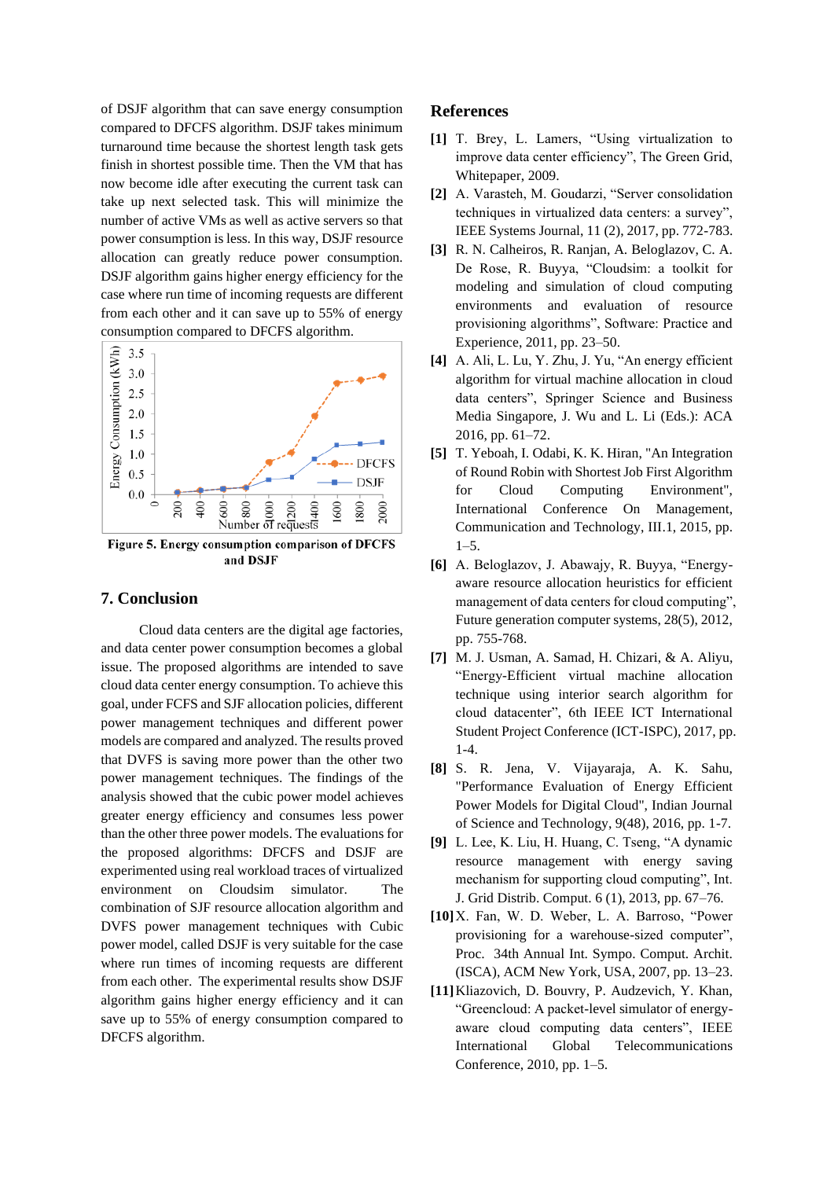of DSJF algorithm that can save energy consumption compared to DFCFS algorithm. DSJF takes minimum turnaround time because the shortest length task gets finish in shortest possible time. Then the VM that has now become idle after executing the current task can take up next selected task. This will minimize the number of active VMs as well as active servers so that power consumption is less. In this way, DSJF resource allocation can greatly reduce power consumption. DSJF algorithm gains higher energy efficiency for the case where run time of incoming requests are different from each other and it can save up to 55% of energy consumption compared to DFCFS algorithm.

**Figure 5. Energy consumption comparison of DFCFS and DSJF**

## 7. Conclusion

Cloud data centers are the digital age factories, and data center power consumption becomes a global issue. The proposed algorithms are intended to save cloud data center energy consumption. To achieve this goal, under FCFS and SJF allocation policies, different power management techniques and different power models are compared and analyzed. The results proved that DVFS is saving more power than the other two power management techniques. The findings of the analysis showed that the cubic power model achieves greater energy efficiency and consumes less power than the other three power models. The evaluations for the proposed algorithms: DFCFS and DSJF are experimented using real workload traces of virtualized environment on Cloudsim simulator. The combination of SJF resource allocation algorithm and DVFS power management techniques with Cubic power model, called DSJF is very suitable for the case where run times of incoming requests are different from each other. The experimental results show DSJF algorithm gains higher energy efficiency and it can save up to 55% of energy consumption compared to DFCFS algorithm.

## References

**[1]** T. Brey, L. Lamers, "Using virtualization to improve data center efficiency", The Green Grid, Whitepaper, 2009.

**[2]** A. Varasteh, M. Goudarzi, "Server consolidation techniques in virtualized data centers: a survey", IEEE Systems Journal, 11 (2), 2017, pp. 772-783.

**[3]** R. N. Calheiros, R. Ranjan, A. Beloglazov, C. A. De Rose, R. Buyya, "Cloudsim: a toolkit for modeling and simulation of cloud computing environments and evaluation of resource provisioning algorithms", Software: Practice and Experience, 2011, pp. 23–50.

**[4]** A. Ali, L. Lu, Y. Zhu, J. Yu, "An energy efficient algorithm for virtual machine allocation in cloud data centers", Springer Science and Business Media Singapore, J. Wu and L. Li (Eds.): ACA 2016, pp. 61–72.

**[5]** T. Yeboah, I. Odabi, K. K. Hiran, "An Integration of Round Robin with Shortest Job First Algorithm for Cloud Computing Environment", International Conference On Management, Communication and Technology, III.1, 2015, pp. 1–5.

**[6]** A. Beloglazov, J. Abawajy, R. Buyya, "Energy-aware resource allocation heuristics for efficient management of data centers for cloud computing", Future generation computer systems, 28(5), 2012, pp. 755-768.

**[7]** M. J. Usman, A. Samad, H. Chizari, & A. Aliyu, "Energy-Efficient virtual machine allocation technique using interior search algorithm for cloud datacenter", 6th IEEE ICT International Student Project Conference (ICT-ISPC), 2017, pp. 1-4.

**[8]** S. R. Jena, V. Vijayaraja, A. K. Sahu, "Performance Evaluation of Energy Efficient Power Models for Digital Cloud", Indian Journal of Science and Technology, 9(48), 2016, pp. 1-7.

**[9]** L. Lee, K. Liu, H. Huang, C. Tseng, "A dynamic resource management with energy saving mechanism for supporting cloud computing", Int. J. Grid Distrib. Comput. 6 (1), 2013, pp. 67–76.

**[10]** X. Fan, W. D. Weber, L. A. Barroso, "Power provisioning for a warehouse-sized computer", Proc. 34th Annual Int. Sympo. Comput. Archit. (ISCA), ACM New York, USA, 2007, pp. 13–23.

**[11]** Kliazovich, D. Bouvry, P. Audzevich, Y. Khan, "Greencloud: A packet-level simulator of energy-aware cloud computing data centers", IEEE International Global Telecommunications Conference, 2010, pp. 1–5.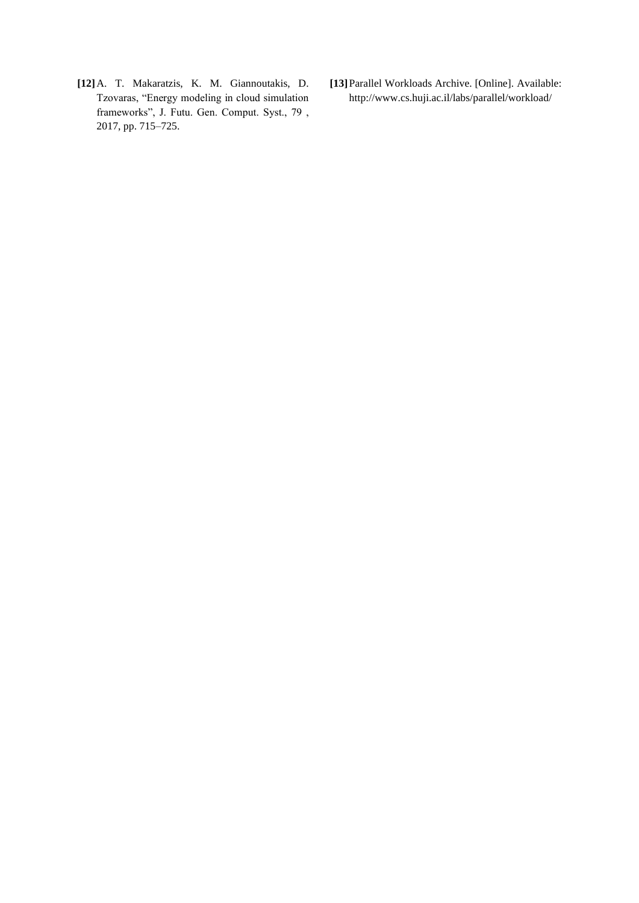**[12]** A. T. Makaratzis, K. M. Giannoutakis, D. Tzovaras, “Energy modeling in cloud simulation frameworks”, J. Futu. Gen. Comput. Syst., 79 , 2017, pp. 715–725.

**[13]** Parallel Workloads Archive. [Online]. Available: http://www.cs.huji.ac.il/labs/parallel/workload/